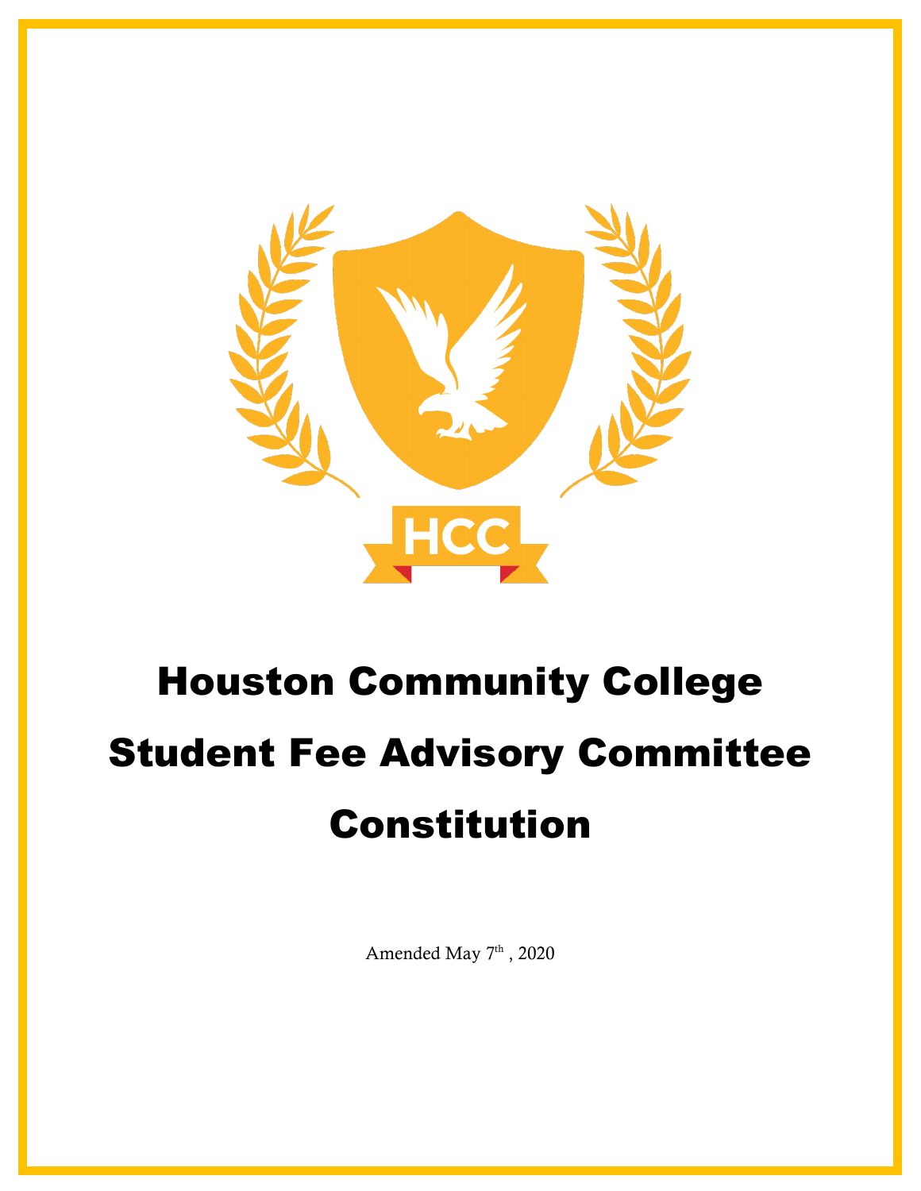HCC

# Houston Community College Student Fee Advisory Committee Constitution

Amended May 7th , 2020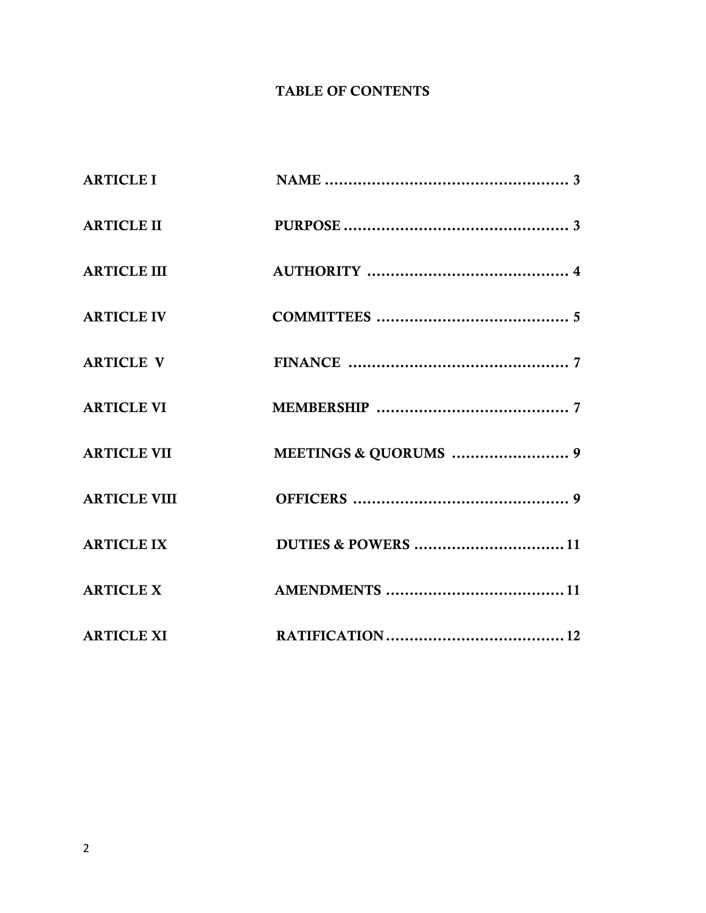# TABLE OF CONTENTS

| | | |
|---|---|---|
| **ARTICLE I** | **NAME** | **3** |
| **ARTICLE II** | **PURPOSE** | **3** |
| **ARTICLE III** | **AUTHORITY** | **4** |
| **ARTICLE IV** | **COMMITTEES** | **5** |
| **ARTICLE V** | **FINANCE** | **7** |
| **ARTICLE VI** | **MEMBERSHIP** | **7** |
| **ARTICLE VII** | **MEETINGS & QUORUMS** | **9** |
| **ARTICLE VIII** | **OFFICERS** | **9** |
| **ARTICLE IX** | **DUTIES & POWERS** | **11** |
| **ARTICLE X** | **AMENDMENTS** | **11** |
| **ARTICLE XI** | **RATIFICATION** | **12** |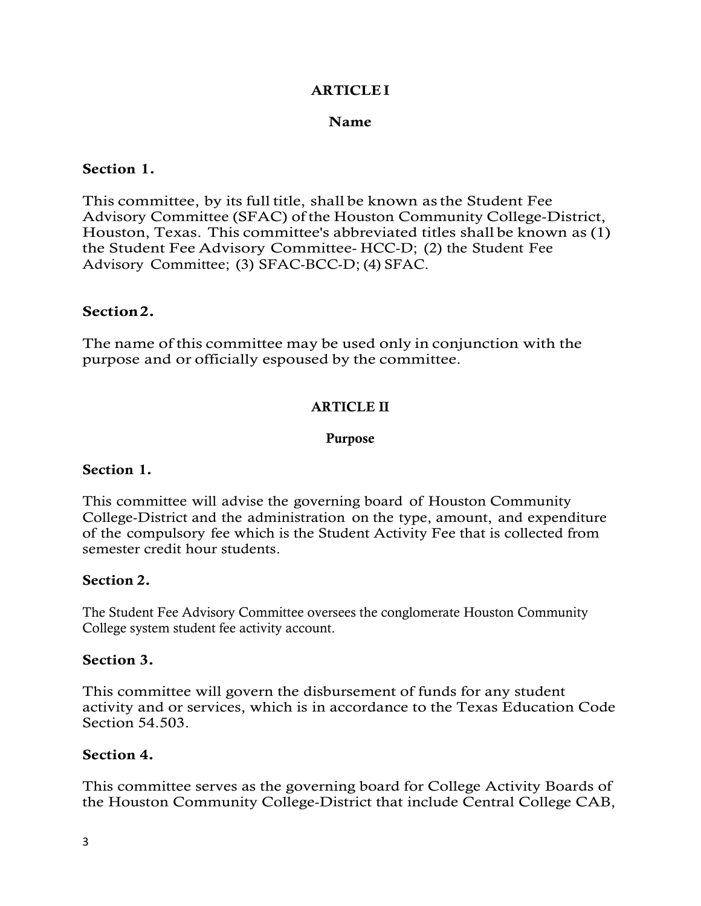## ARTICLE I

### Name

**Section 1.**

This committee, by its full title, shall be known as the Student Fee Advisory Committee (SFAC) of the Houston Community College-District, Houston, Texas. This committee's abbreviated titles shall be known as (1) the Student Fee Advisory Committee- HCC-D; (2) the Student Fee Advisory Committee; (3) SFAC-BCC-D; (4) SFAC.

**Section 2.**

The name of this committee may be used only in conjunction with the purpose and or officially espoused by the committee.

## ARTICLE II

### Purpose

**Section 1.**

This committee will advise the governing board of Houston Community College-District and the administration on the type, amount, and expenditure of the compulsory fee which is the Student Activity Fee that is collected from semester credit hour students.

**Section 2.**

The Student Fee Advisory Committee oversees the conglomerate Houston Community College system student fee activity account.

**Section 3.**

This committee will govern the disbursement of funds for any student activity and or services, which is in accordance to the Texas Education Code Section 54.503.

**Section 4.**

This committee serves as the governing board for College Activity Boards of the Houston Community College-District that include Central College CAB,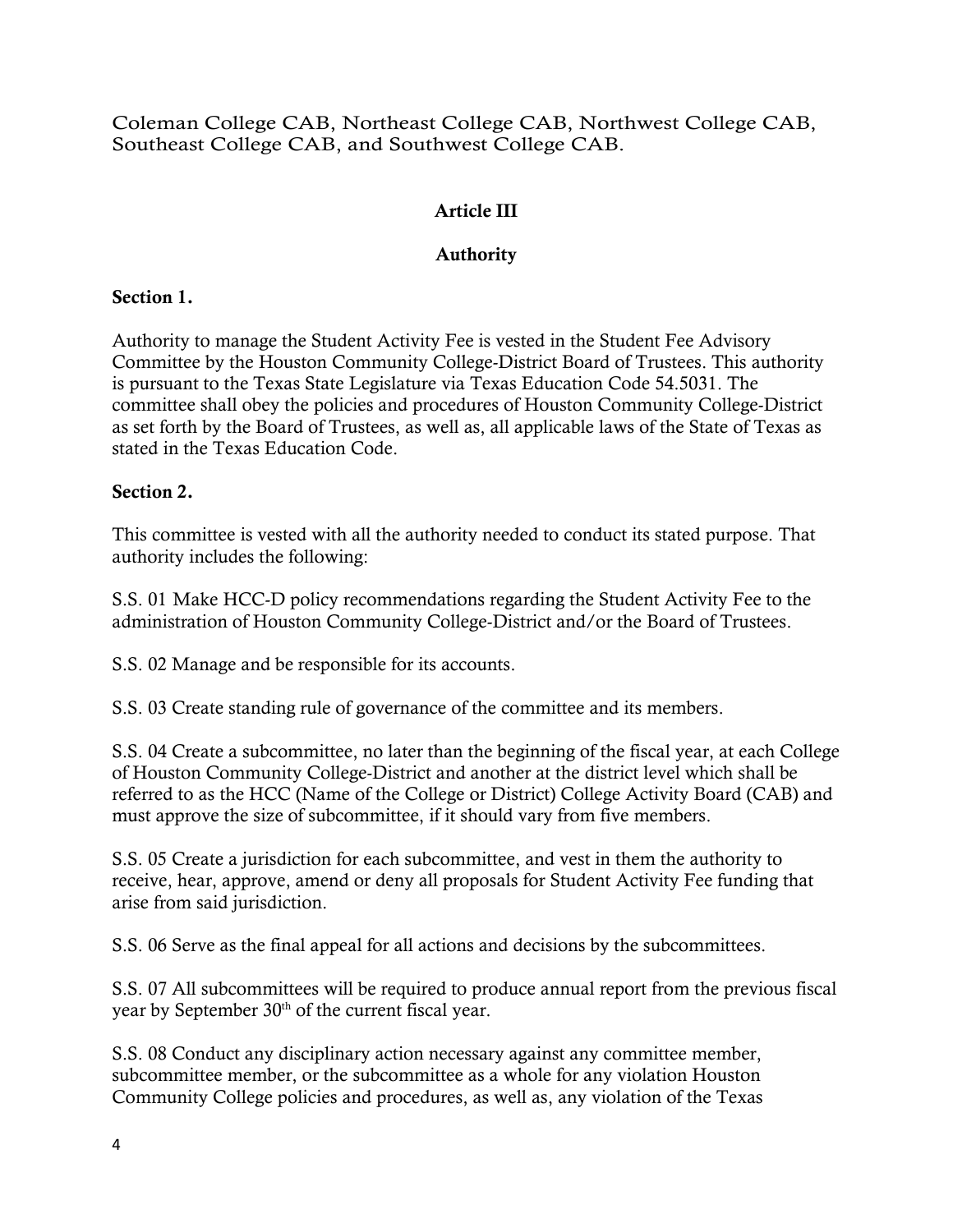Coleman College CAB, Northeast College CAB, Northwest College CAB, Southeast College CAB, and Southwest College CAB.

## Article III

## Authority

**Section 1.**

Authority to manage the Student Activity Fee is vested in the Student Fee Advisory Committee by the Houston Community College-District Board of Trustees. This authority is pursuant to the Texas State Legislature via Texas Education Code 54.5031. The committee shall obey the policies and procedures of Houston Community College-District as set forth by the Board of Trustees, as well as, all applicable laws of the State of Texas as stated in the Texas Education Code.

**Section 2.**

This committee is vested with all the authority needed to conduct its stated purpose. That authority includes the following:

S.S. 01 Make HCC-D policy recommendations regarding the Student Activity Fee to the administration of Houston Community College-District and/or the Board of Trustees.

S.S. 02 Manage and be responsible for its accounts.

S.S. 03 Create standing rule of governance of the committee and its members.

S.S. 04 Create a subcommittee, no later than the beginning of the fiscal year, at each College of Houston Community College-District and another at the district level which shall be referred to as the HCC (Name of the College or District) College Activity Board (CAB) and must approve the size of subcommittee, if it should vary from five members.

S.S. 05 Create a jurisdiction for each subcommittee, and vest in them the authority to receive, hear, approve, amend or deny all proposals for Student Activity Fee funding that arise from said jurisdiction.

S.S. 06 Serve as the final appeal for all actions and decisions by the subcommittees.

S.S. 07 All subcommittees will be required to produce annual report from the previous fiscal year by September 30th of the current fiscal year.

S.S. 08 Conduct any disciplinary action necessary against any committee member, subcommittee member, or the subcommittee as a whole for any violation Houston Community College policies and procedures, as well as, any violation of the Texas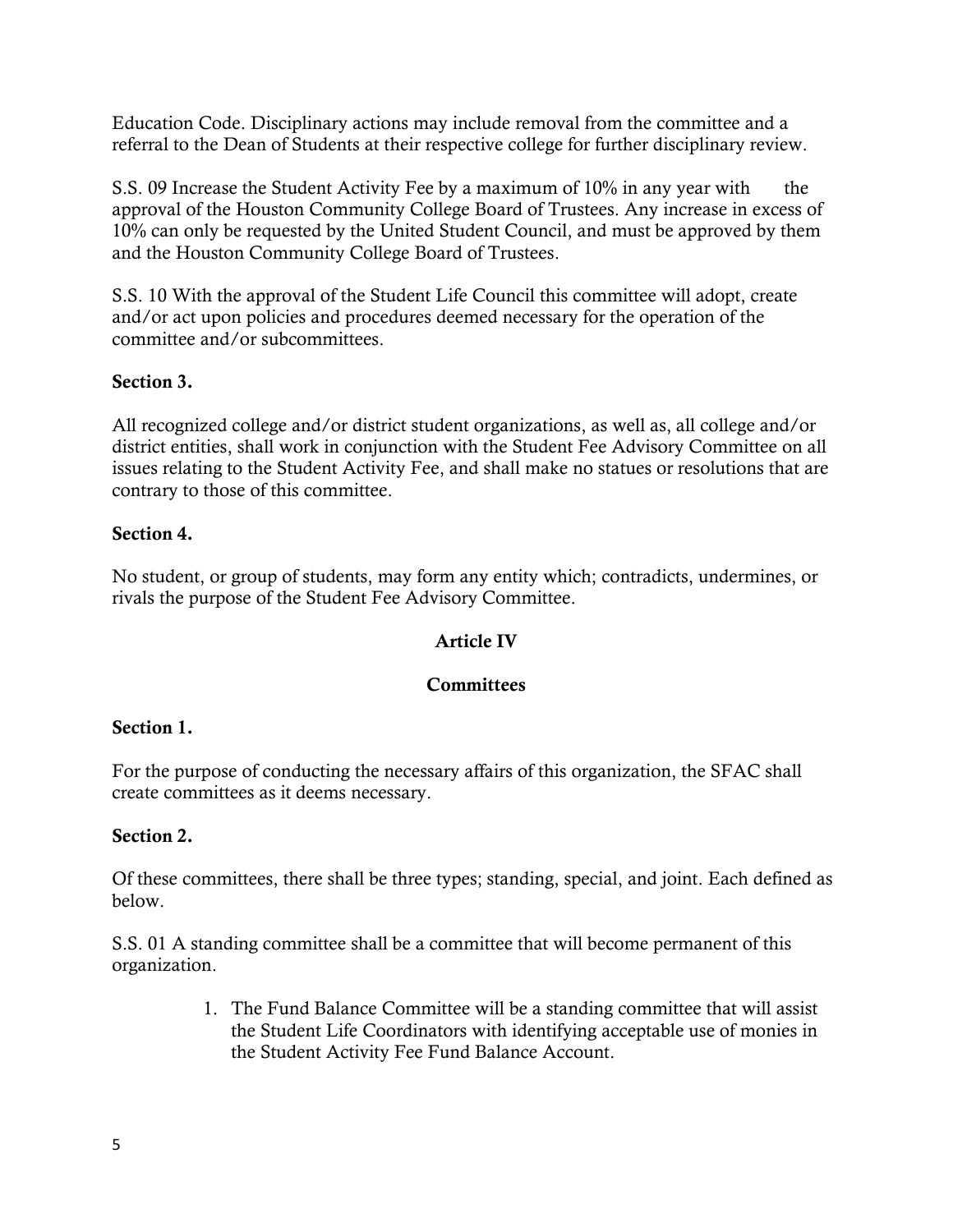Education Code. Disciplinary actions may include removal from the committee and a referral to the Dean of Students at their respective college for further disciplinary review.

S.S. 09 Increase the Student Activity Fee by a maximum of 10% in any year with the approval of the Houston Community College Board of Trustees. Any increase in excess of 10% can only be requested by the United Student Council, and must be approved by them and the Houston Community College Board of Trustees.

S.S. 10 With the approval of the Student Life Council this committee will adopt, create and/or act upon policies and procedures deemed necessary for the operation of the committee and/or subcommittees.

**Section 3.**

All recognized college and/or district student organizations, as well as, all college and/or district entities, shall work in conjunction with the Student Fee Advisory Committee on all issues relating to the Student Activity Fee, and shall make no statues or resolutions that are contrary to those of this committee.

**Section 4.**

No student, or group of students, may form any entity which; contradicts, undermines, or rivals the purpose of the Student Fee Advisory Committee.

## Article IV

## Committees

**Section 1.**

For the purpose of conducting the necessary affairs of this organization, the SFAC shall create committees as it deems necessary.

**Section 2.**

Of these committees, there shall be three types; standing, special, and joint. Each defined as below.

S.S. 01 A standing committee shall be a committee that will become permanent of this organization.

1. The Fund Balance Committee will be a standing committee that will assist the Student Life Coordinators with identifying acceptable use of monies in the Student Activity Fee Fund Balance Account.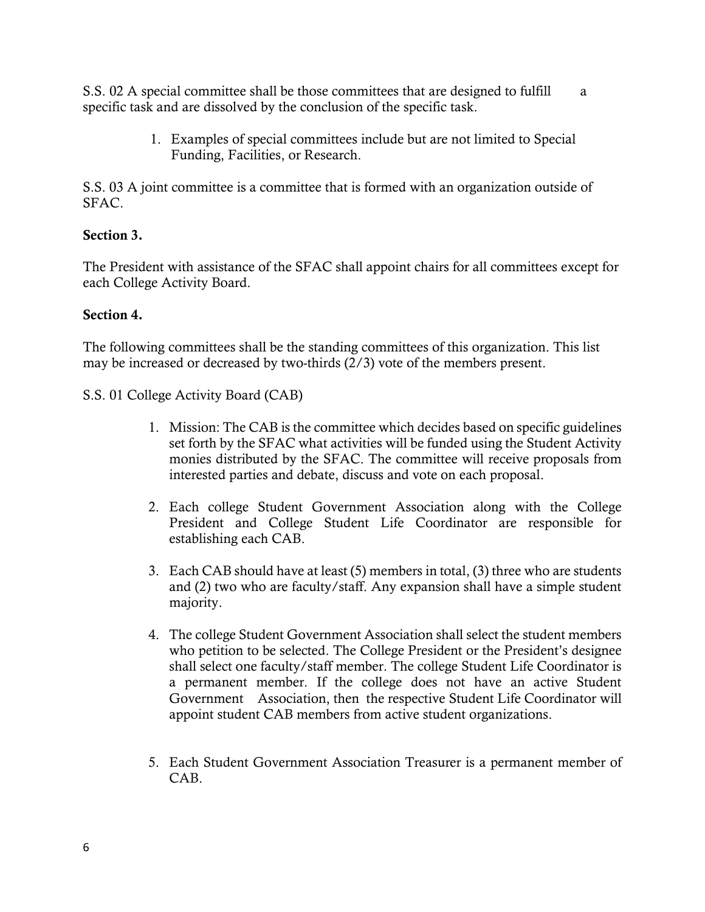S.S. 02 A special committee shall be those committees that are designed to fulfill a specific task and are dissolved by the conclusion of the specific task.

1. Examples of special committees include but are not limited to Special Funding, Facilities, or Research.

S.S. 03 A joint committee is a committee that is formed with an organization outside of SFAC.

**Section 3.**

The President with assistance of the SFAC shall appoint chairs for all committees except for each College Activity Board.

**Section 4.**

The following committees shall be the standing committees of this organization. This list may be increased or decreased by two-thirds (2/3) vote of the members present.

S.S. 01 College Activity Board (CAB)

1. Mission: The CAB is the committee which decides based on specific guidelines set forth by the SFAC what activities will be funded using the Student Activity monies distributed by the SFAC. The committee will receive proposals from interested parties and debate, discuss and vote on each proposal.

2. Each college Student Government Association along with the College President and College Student Life Coordinator are responsible for establishing each CAB.

3. Each CAB should have at least (5) members in total, (3) three who are students and (2) two who are faculty/staff. Any expansion shall have a simple student majority.

4. The college Student Government Association shall select the student members who petition to be selected. The College President or the President's designee shall select one faculty/staff member. The college Student Life Coordinator is a permanent member. If the college does not have an active Student Government Association, then the respective Student Life Coordinator will appoint student CAB members from active student organizations.

5. Each Student Government Association Treasurer is a permanent member of CAB.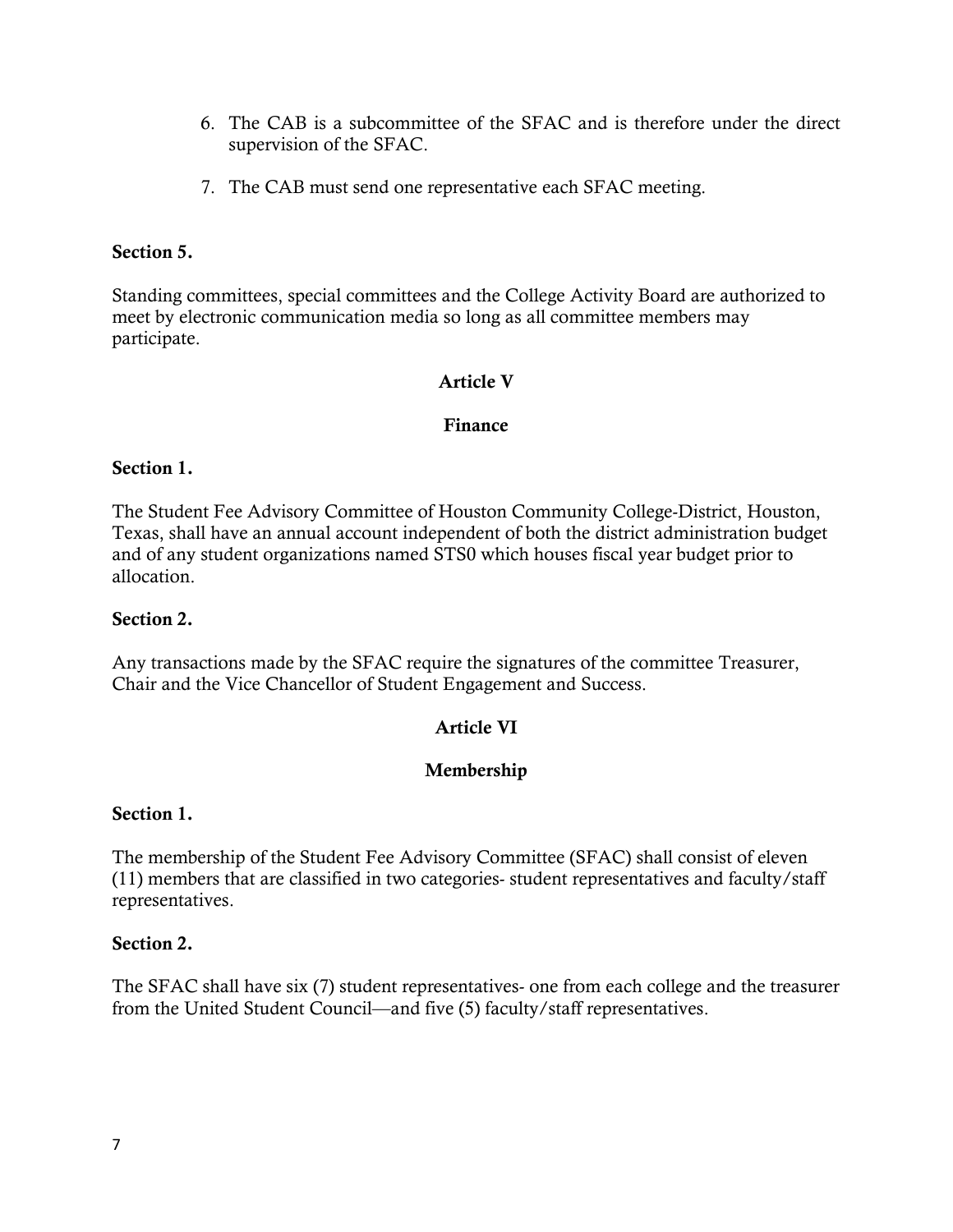6. The CAB is a subcommittee of the SFAC and is therefore under the direct supervision of the SFAC.

7. The CAB must send one representative each SFAC meeting.

**Section 5.**

Standing committees, special committees and the College Activity Board are authorized to meet by electronic communication media so long as all committee members may participate.

## Article V

## Finance

**Section 1.**

The Student Fee Advisory Committee of Houston Community College-District, Houston, Texas, shall have an annual account independent of both the district administration budget and of any student organizations named STS0 which houses fiscal year budget prior to allocation.

**Section 2.**

Any transactions made by the SFAC require the signatures of the committee Treasurer, Chair and the Vice Chancellor of Student Engagement and Success.

## Article VI

## Membership

**Section 1.**

The membership of the Student Fee Advisory Committee (SFAC) shall consist of eleven (11) members that are classified in two categories- student representatives and faculty/staff representatives.

**Section 2.**

The SFAC shall have six (7) student representatives- one from each college and the treasurer from the United Student Council—and five (5) faculty/staff representatives.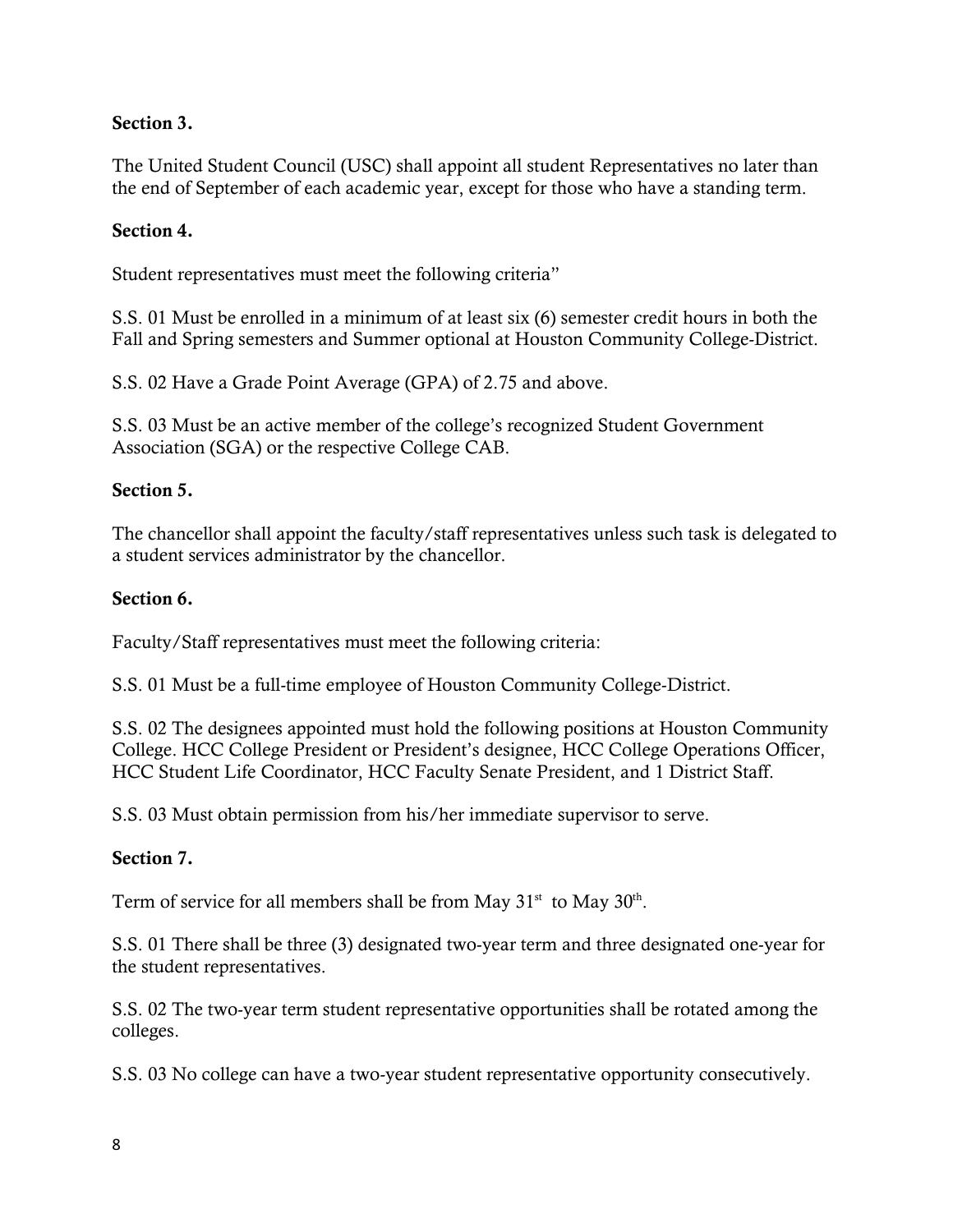**Section 3.**

The United Student Council (USC) shall appoint all student Representatives no later than the end of September of each academic year, except for those who have a standing term.

**Section 4.**

Student representatives must meet the following criteria"

S.S. 01 Must be enrolled in a minimum of at least six (6) semester credit hours in both the Fall and Spring semesters and Summer optional at Houston Community College-District.

S.S. 02 Have a Grade Point Average (GPA) of 2.75 and above.

S.S. 03 Must be an active member of the college's recognized Student Government Association (SGA) or the respective College CAB.

**Section 5.**

The chancellor shall appoint the faculty/staff representatives unless such task is delegated to a student services administrator by the chancellor.

**Section 6.**

Faculty/Staff representatives must meet the following criteria:

S.S. 01 Must be a full-time employee of Houston Community College-District.

S.S. 02 The designees appointed must hold the following positions at Houston Community College. HCC College President or President's designee, HCC College Operations Officer, HCC Student Life Coordinator, HCC Faculty Senate President, and 1 District Staff.

S.S. 03 Must obtain permission from his/her immediate supervisor to serve.

**Section 7.**

Term of service for all members shall be from May 31st to May 30th.

S.S. 01 There shall be three (3) designated two-year term and three designated one-year for the student representatives.

S.S. 02 The two-year term student representative opportunities shall be rotated among the colleges.

S.S. 03 No college can have a two-year student representative opportunity consecutively.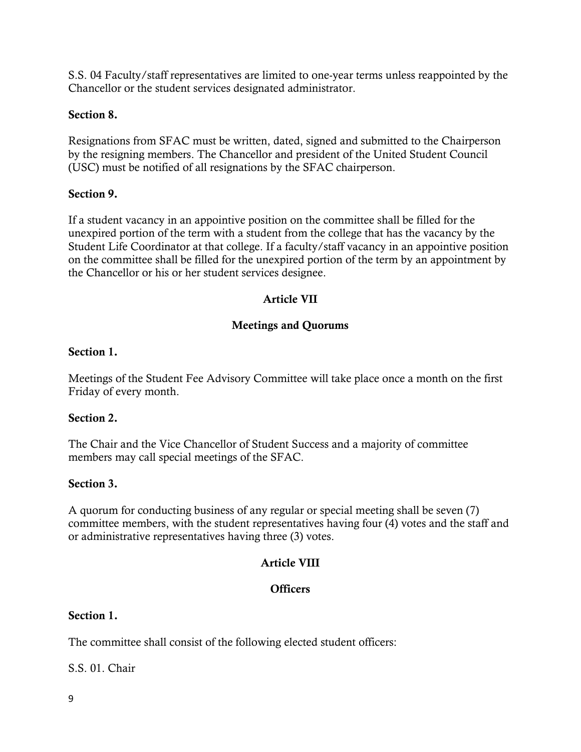S.S. 04 Faculty/staff representatives are limited to one-year terms unless reappointed by the Chancellor or the student services designated administrator.

**Section 8.**

Resignations from SFAC must be written, dated, signed and submitted to the Chairperson by the resigning members. The Chancellor and president of the United Student Council (USC) must be notified of all resignations by the SFAC chairperson.

**Section 9.**

If a student vacancy in an appointive position on the committee shall be filled for the unexpired portion of the term with a student from the college that has the vacancy by the Student Life Coordinator at that college. If a faculty/staff vacancy in an appointive position on the committee shall be filled for the unexpired portion of the term by an appointment by the Chancellor or his or her student services designee.

## Article VII

## Meetings and Quorums

**Section 1.**

Meetings of the Student Fee Advisory Committee will take place once a month on the first Friday of every month.

**Section 2.**

The Chair and the Vice Chancellor of Student Success and a majority of committee members may call special meetings of the SFAC.

**Section 3.**

A quorum for conducting business of any regular or special meeting shall be seven (7) committee members, with the student representatives having four (4) votes and the staff and or administrative representatives having three (3) votes.

## Article VIII

## Officers

**Section 1.**

The committee shall consist of the following elected student officers:

S.S. 01. Chair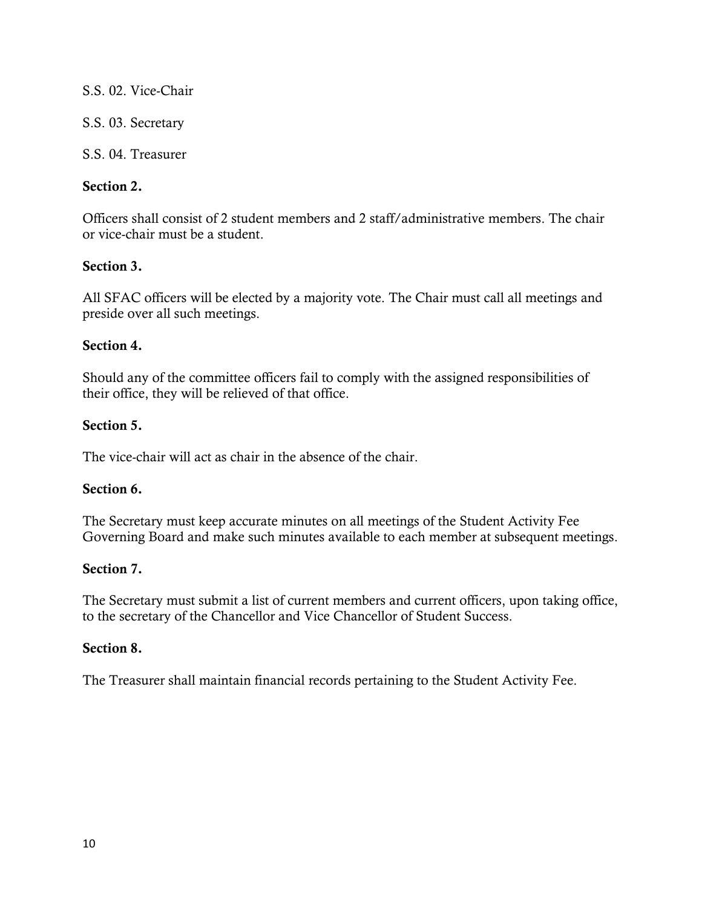S.S. 02. Vice-Chair

S.S. 03. Secretary

S.S. 04. Treasurer

**Section 2.**

Officers shall consist of 2 student members and 2 staff/administrative members. The chair or vice-chair must be a student.

**Section 3.**

All SFAC officers will be elected by a majority vote. The Chair must call all meetings and preside over all such meetings.

**Section 4.**

Should any of the committee officers fail to comply with the assigned responsibilities of their office, they will be relieved of that office.

**Section 5.**

The vice-chair will act as chair in the absence of the chair.

**Section 6.**

The Secretary must keep accurate minutes on all meetings of the Student Activity Fee Governing Board and make such minutes available to each member at subsequent meetings.

**Section 7.**

The Secretary must submit a list of current members and current officers, upon taking office, to the secretary of the Chancellor and Vice Chancellor of Student Success.

**Section 8.**

The Treasurer shall maintain financial records pertaining to the Student Activity Fee.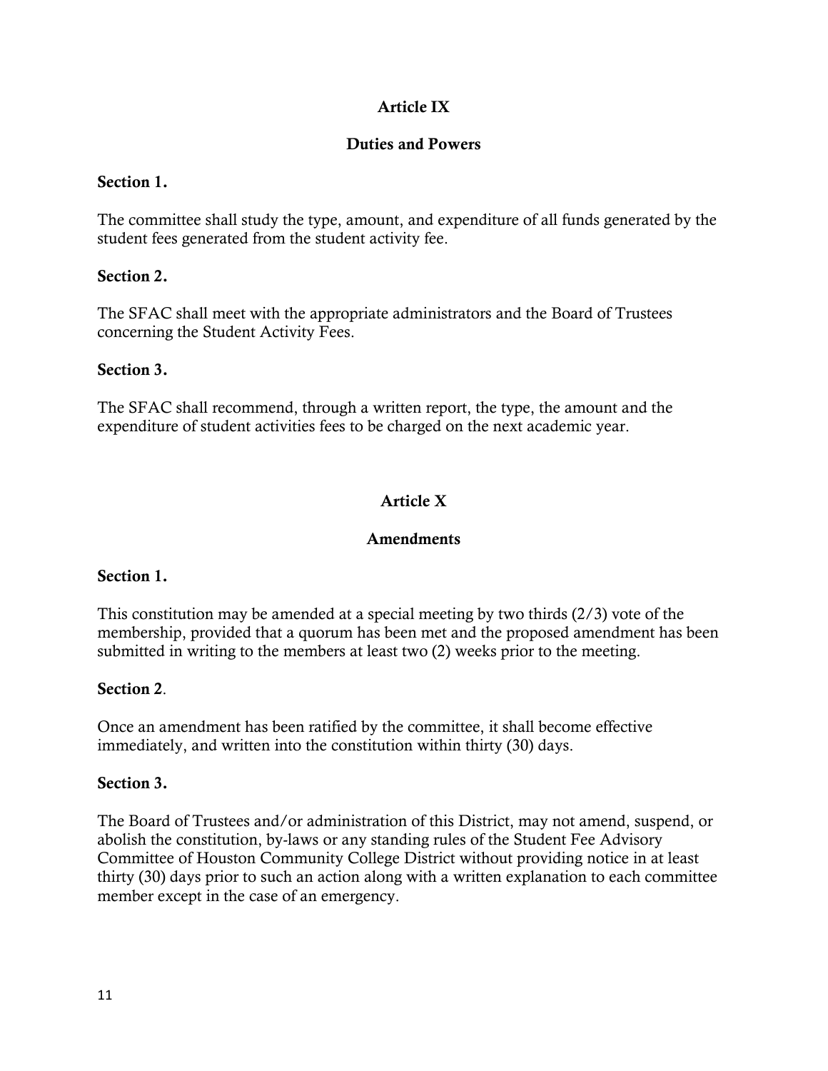## Article IX

### Duties and Powers

**Section 1.**

The committee shall study the type, amount, and expenditure of all funds generated by the student fees generated from the student activity fee.

**Section 2.**

The SFAC shall meet with the appropriate administrators and the Board of Trustees concerning the Student Activity Fees.

**Section 3.**

The SFAC shall recommend, through a written report, the type, the amount and the expenditure of student activities fees to be charged on the next academic year.

## Article X

### Amendments

**Section 1.**

This constitution may be amended at a special meeting by two thirds (2/3) vote of the membership, provided that a quorum has been met and the proposed amendment has been submitted in writing to the members at least two (2) weeks prior to the meeting.

**Section 2**.

Once an amendment has been ratified by the committee, it shall become effective immediately, and written into the constitution within thirty (30) days.

**Section 3.**

The Board of Trustees and/or administration of this District, may not amend, suspend, or abolish the constitution, by-laws or any standing rules of the Student Fee Advisory Committee of Houston Community College District without providing notice in at least thirty (30) days prior to such an action along with a written explanation to each committee member except in the case of an emergency.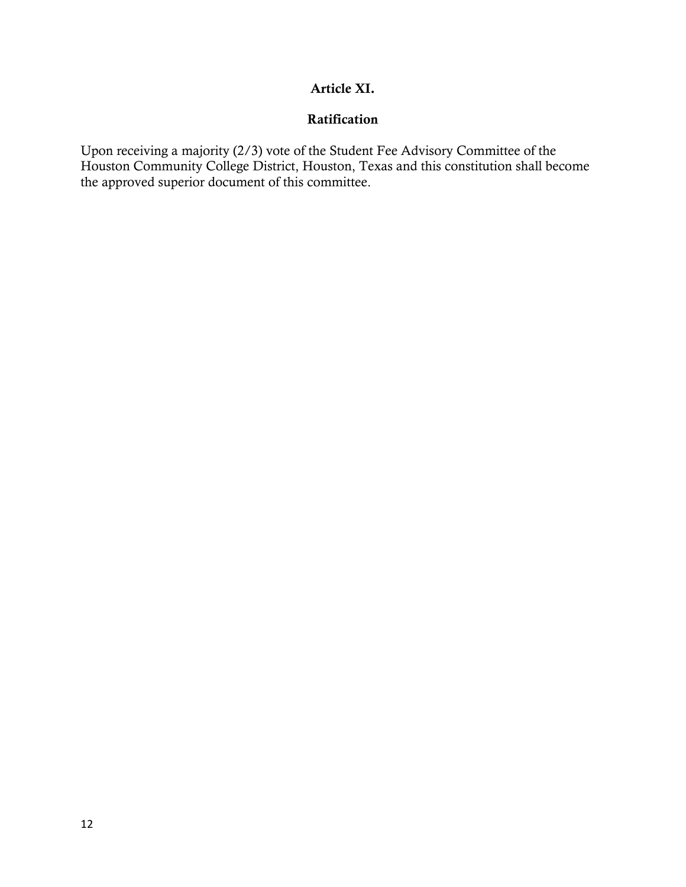## Article XI.

## Ratification

Upon receiving a majority (2/3) vote of the Student Fee Advisory Committee of the Houston Community College District, Houston, Texas and this constitution shall become the approved superior document of this committee.